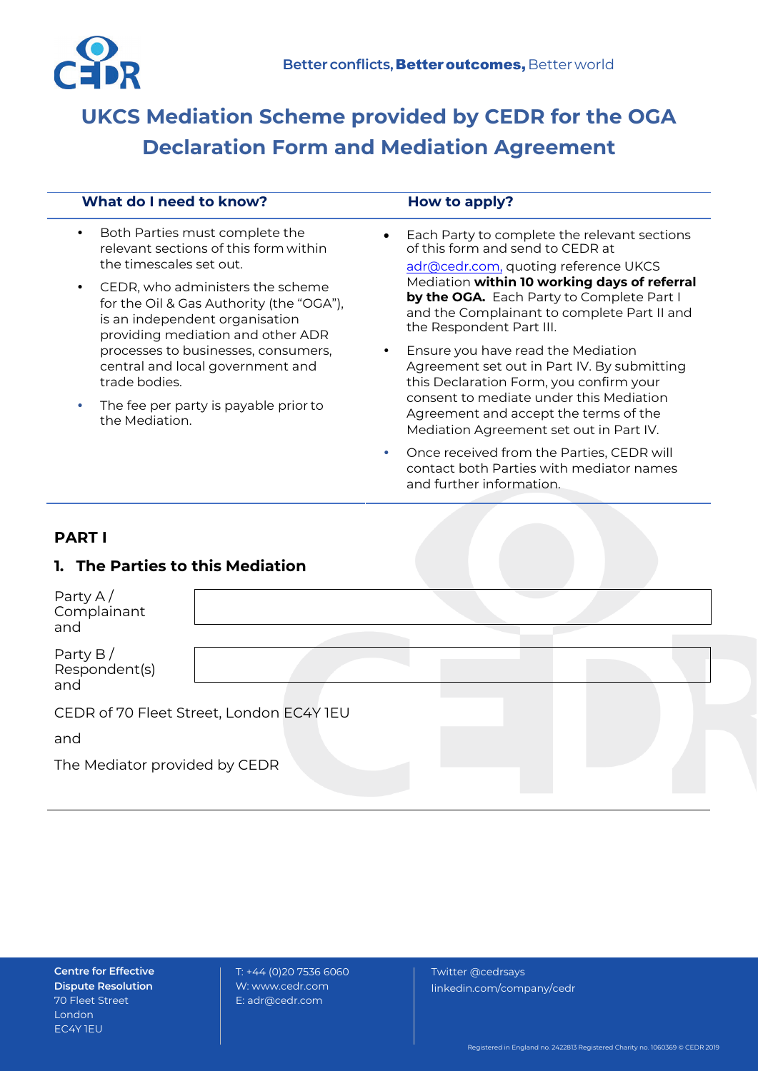Better conflicts, **Better outcomes,** Better world

# UKCS Mediation Scheme provided by CEDR for the OGA Declaration Form and Mediation Agreement

## What do I need to know?

- Both Parties must complete the relevant sections of this form within the timescales set out.
- CEDR, who administers the scheme for the Oil & Gas Authority (the "OGA"), is an independent organisation providing mediation and other ADR processes to businesses, consumers, central and local government and trade bodies.
- The fee per party is payable prior to the Mediation.

## How to apply?

- Each Party to complete the relevant sections of this form and send to CEDR at adr@cedr.com, quoting reference UKCS Mediation **within 10 working days of referral by the OGA.** Each Party to Complete Part I and the Complainant to complete Part II and the Respondent Part III.
- Ensure you have read the Mediation Agreement set out in Part IV. By submitting this Declaration Form, you confirm your consent to mediate under this Mediation Agreement and accept the terms of the Mediation Agreement set out in Part IV.
- Once received from the Parties, CEDR will contact both Parties with mediator names and further information.

## PART I

### 1. The Parties to this Mediation

| | |
|---|---|
| Party A / Complainant and | |
| Party B / Respondent(s) and | |

CEDR of 70 Fleet Street, London EC4Y 1EU

and

The Mediator provided by CEDR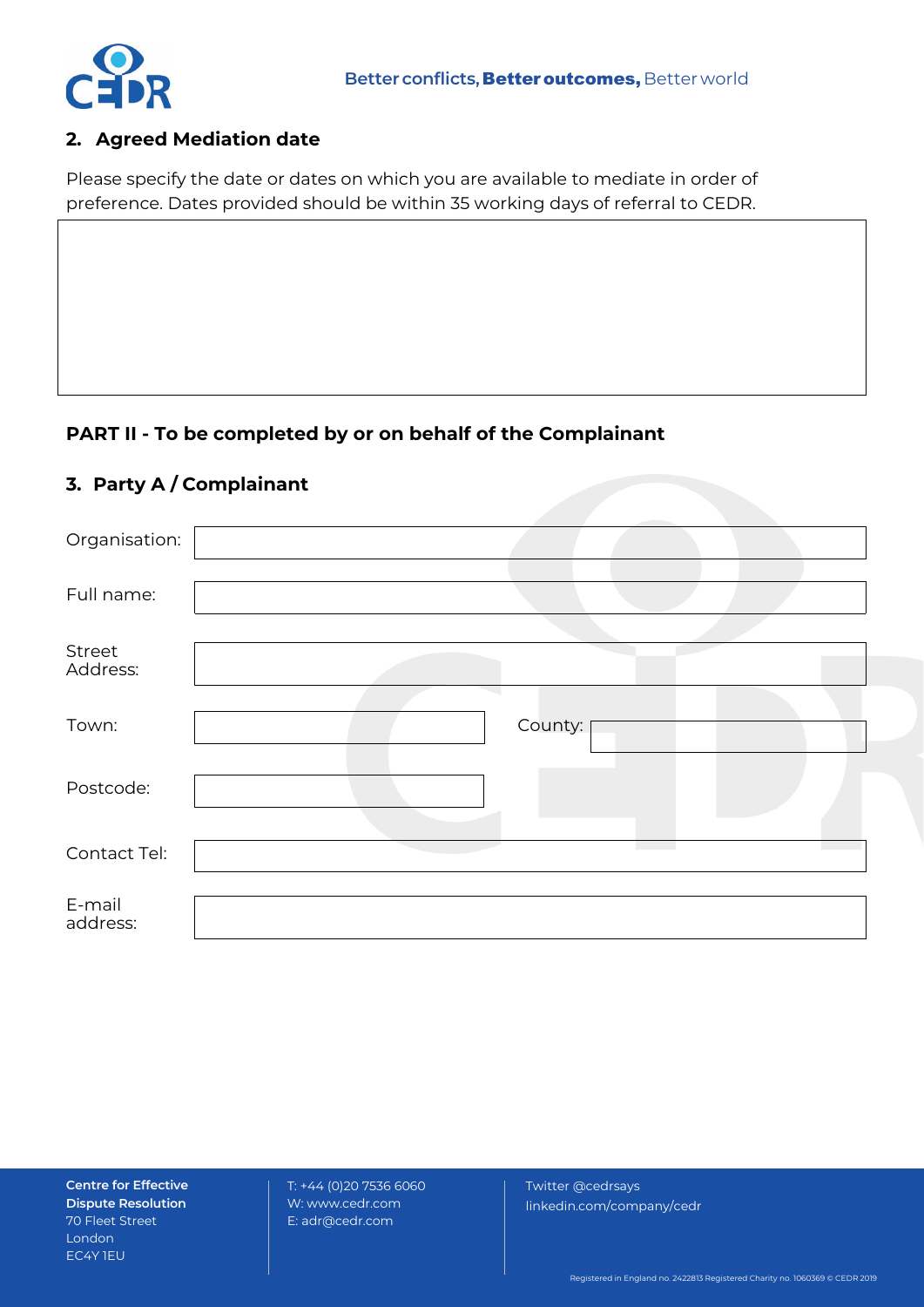## 2. Agreed Mediation date

Please specify the date or dates on which you are available to mediate in order of preference. Dates provided should be within 35 working days of referral to CEDR.

| |
|---|
| |

## PART II - To be completed by or on behalf of the Complainant

## 3. Party A / Complainant

| | | | |
|---|---|---|---|
| Organisation: | | | |
| Full name: | | | |
| Street Address: | | | |
| Town: | | County: | |
| Postcode: | | | |
| Contact Tel: | | | |
| E-mail address: | | | |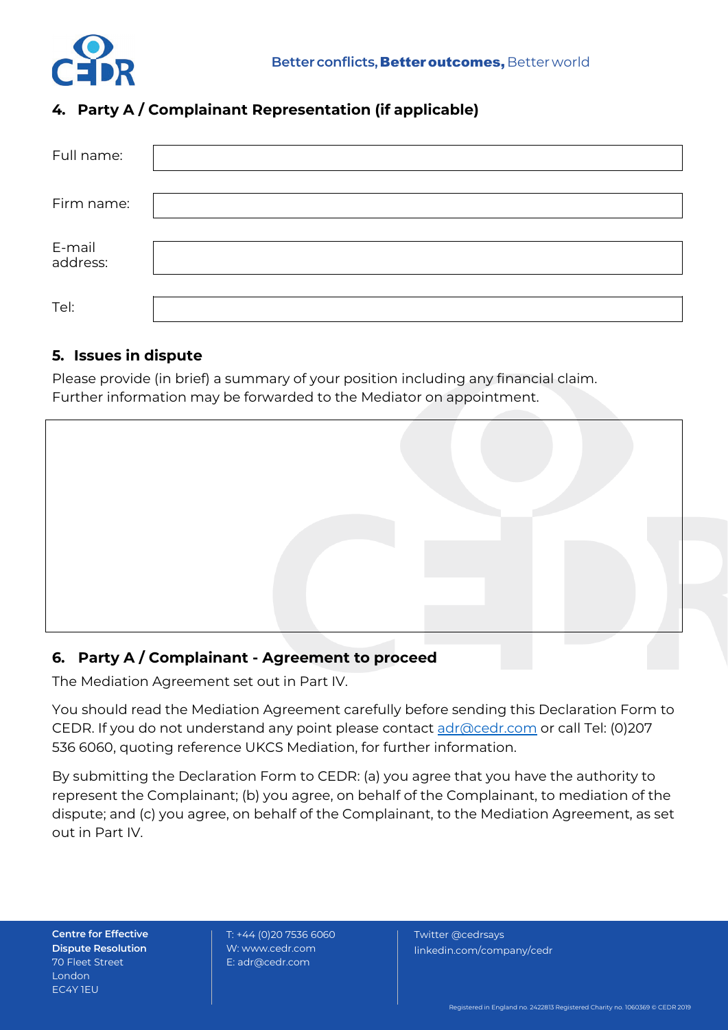## 4. Party A / Complainant Representation (if applicable)

| | |
|---|---|
| Full name: | |
| Firm name: | |
| E-mail address: | |
| Tel: | |

## 5. Issues in dispute

Please provide (in brief) a summary of your position including any financial claim. Further information may be forwarded to the Mediator on appointment.

| |
|---|
| |

## 6. Party A / Complainant - Agreement to proceed

The Mediation Agreement set out in Part IV.

You should read the Mediation Agreement carefully before sending this Declaration Form to CEDR. If you do not understand any point please contact adr@cedr.com or call Tel: (0)207 536 6060, quoting reference UKCS Mediation, for further information.

By submitting the Declaration Form to CEDR: (a) you agree that you have the authority to represent the Complainant; (b) you agree, on behalf of the Complainant, to mediation of the dispute; and (c) you agree, on behalf of the Complainant, to the Mediation Agreement, as set out in Part IV.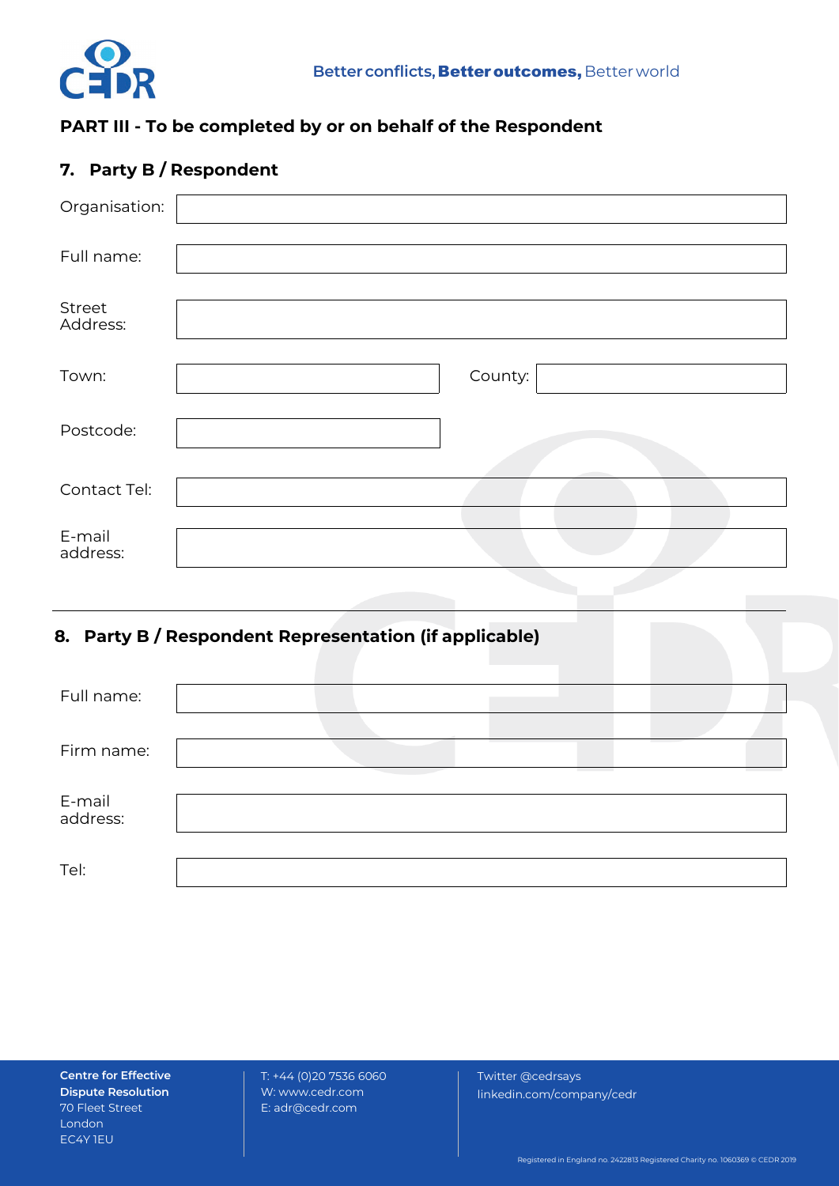## PART III - To be completed by or on behalf of the Respondent

### 7. Party B / Respondent

Organisation:

Full name:

Street Address:

Town: County:

Postcode:

Contact Tel:

E-mail address:

### 8. Party B / Respondent Representation (if applicable)

Full name:

Firm name:

E-mail address:

Tel: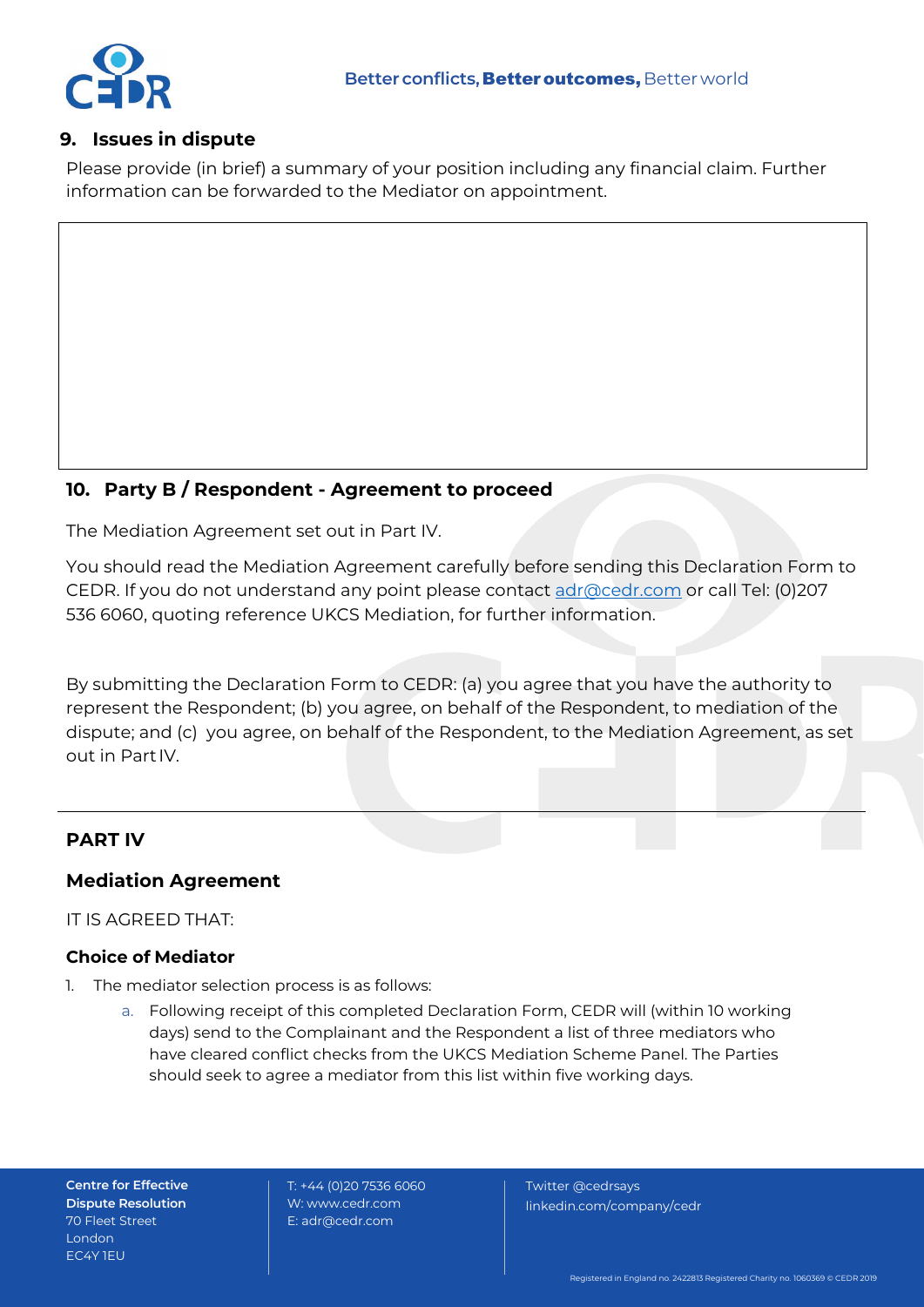## 9. Issues in dispute

Please provide (in brief) a summary of your position including any financial claim. Further information can be forwarded to the Mediator on appointment.

| |
|---|
| |

## 10. Party B / Respondent - Agreement to proceed

The Mediation Agreement set out in Part IV.

You should read the Mediation Agreement carefully before sending this Declaration Form to CEDR. If you do not understand any point please contact adr@cedr.com or call Tel: (0)207 536 6060, quoting reference UKCS Mediation, for further information.

By submitting the Declaration Form to CEDR: (a) you agree that you have the authority to represent the Respondent; (b) you agree, on behalf of the Respondent, to mediation of the dispute; and (c) you agree, on behalf of the Respondent, to the Mediation Agreement, as set out in Part IV.

---

## PART IV

## Mediation Agreement

IT IS AGREED THAT:

### Choice of Mediator

1. The mediator selection process is as follows:
   a. Following receipt of this completed Declaration Form, CEDR will (within 10 working days) send to the Complainant and the Respondent a list of three mediators who have cleared conflict checks from the UKCS Mediation Scheme Panel. The Parties should seek to agree a mediator from this list within five working days.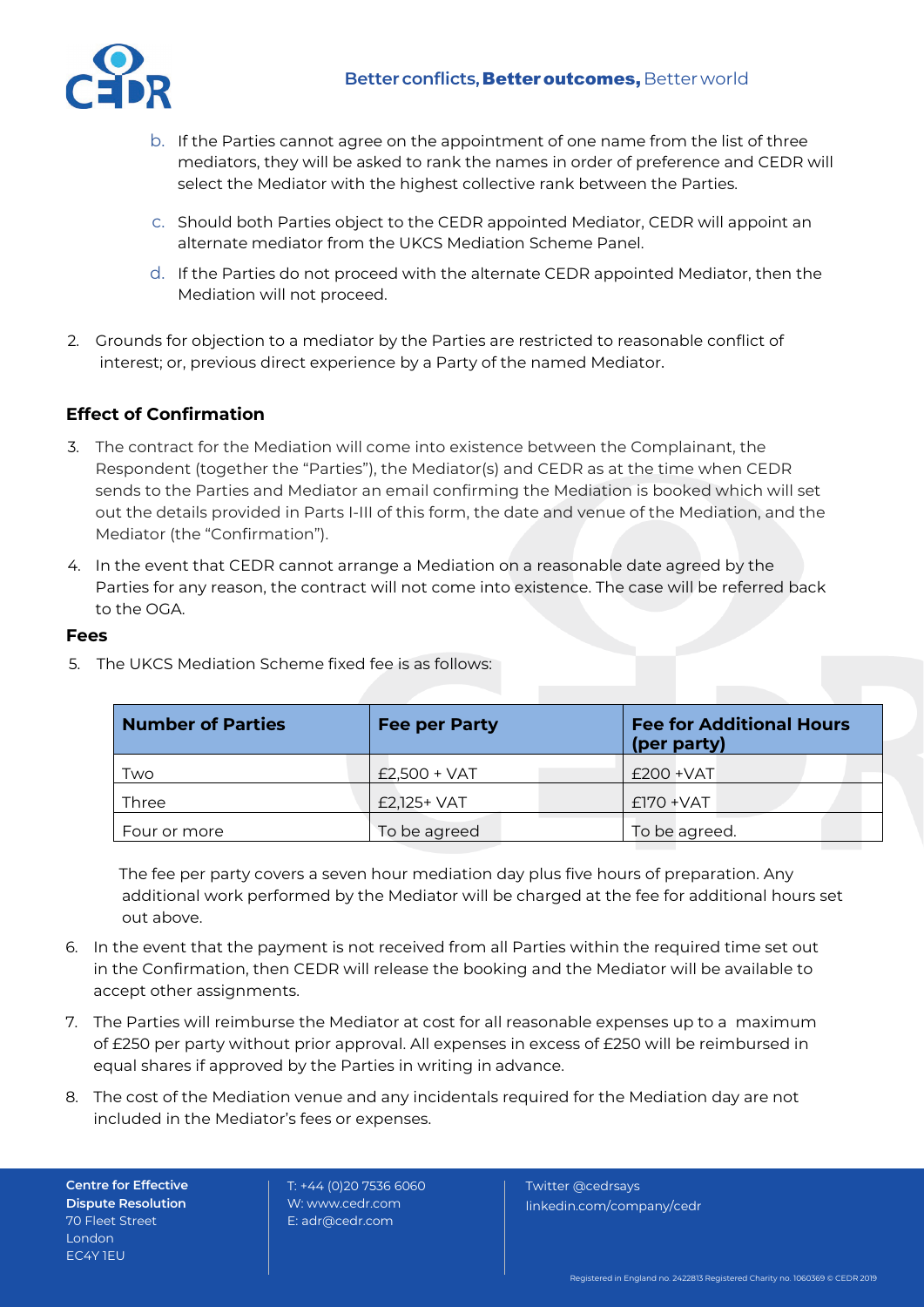b. If the Parties cannot agree on the appointment of one name from the list of three mediators, they will be asked to rank the names in order of preference and CEDR will select the Mediator with the highest collective rank between the Parties.

c. Should both Parties object to the CEDR appointed Mediator, CEDR will appoint an alternate mediator from the UKCS Mediation Scheme Panel.

d. If the Parties do not proceed with the alternate CEDR appointed Mediator, then the Mediation will not proceed.

2. Grounds for objection to a mediator by the Parties are restricted to reasonable conflict of interest; or, previous direct experience by a Party of the named Mediator.

### Effect of Confirmation

3. The contract for the Mediation will come into existence between the Complainant, the Respondent (together the "Parties"), the Mediator(s) and CEDR as at the time when CEDR sends to the Parties and Mediator an email confirming the Mediation is booked which will set out the details provided in Parts I-III of this form, the date and venue of the Mediation, and the Mediator (the "Confirmation").

4. In the event that CEDR cannot arrange a Mediation on a reasonable date agreed by the Parties for any reason, the contract will not come into existence. The case will be referred back to the OGA.

### Fees

5. The UKCS Mediation Scheme fixed fee is as follows:

| Number of Parties | Fee per Party | Fee for Additional Hours (per party) |
|---|---|---|
| Two | £2,500 + VAT | £200 +VAT |
| Three | £2,125+ VAT | £170 +VAT |
| Four or more | To be agreed | To be agreed. |

The fee per party covers a seven hour mediation day plus five hours of preparation. Any additional work performed by the Mediator will be charged at the fee for additional hours set out above.

6. In the event that the payment is not received from all Parties within the required time set out in the Confirmation, then CEDR will release the booking and the Mediator will be available to accept other assignments.

7. The Parties will reimburse the Mediator at cost for all reasonable expenses up to a maximum of £250 per party without prior approval. All expenses in excess of £250 will be reimbursed in equal shares if approved by the Parties in writing in advance.

8. The cost of the Mediation venue and any incidentals required for the Mediation day are not included in the Mediator's fees or expenses.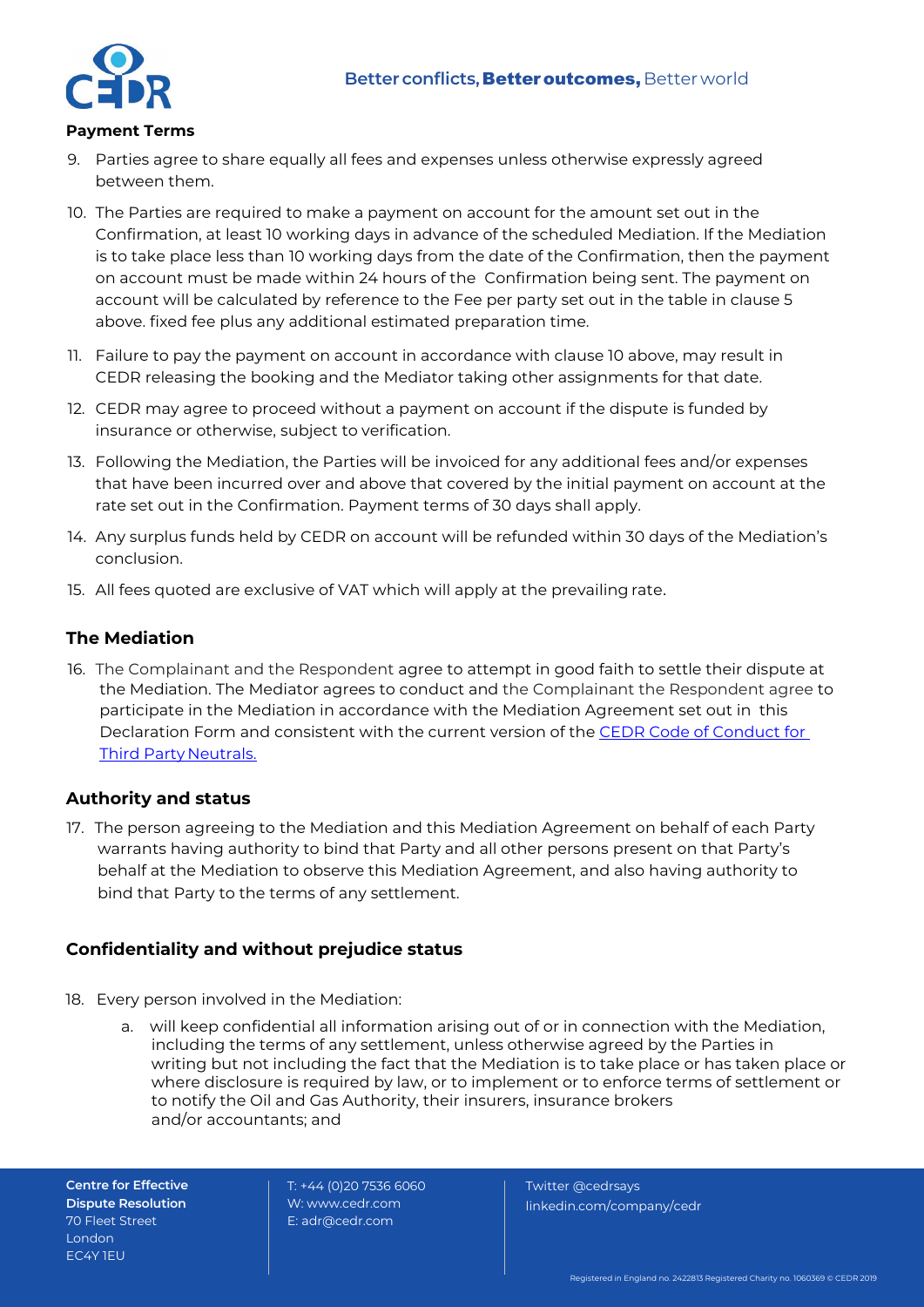**Payment Terms**

9. Parties agree to share equally all fees and expenses unless otherwise expressly agreed between them.

10. The Parties are required to make a payment on account for the amount set out in the Confirmation, at least 10 working days in advance of the scheduled Mediation. If the Mediation is to take place less than 10 working days from the date of the Confirmation, then the payment on account must be made within 24 hours of the Confirmation being sent. The payment on account will be calculated by reference to the Fee per party set out in the table in clause 5 above. fixed fee plus any additional estimated preparation time.

11. Failure to pay the payment on account in accordance with clause 10 above, may result in CEDR releasing the booking and the Mediator taking other assignments for that date.

12. CEDR may agree to proceed without a payment on account if the dispute is funded by insurance or otherwise, subject to verification.

13. Following the Mediation, the Parties will be invoiced for any additional fees and/or expenses that have been incurred over and above that covered by the initial payment on account at the rate set out in the Confirmation. Payment terms of 30 days shall apply.

14. Any surplus funds held by CEDR on account will be refunded within 30 days of the Mediation's conclusion.

15. All fees quoted are exclusive of VAT which will apply at the prevailing rate.

## The Mediation

16. The Complainant and the Respondent agree to attempt in good faith to settle their dispute at the Mediation. The Mediator agrees to conduct and the Complainant the Respondent agree to participate in the Mediation in accordance with the Mediation Agreement set out in this Declaration Form and consistent with the current version of the CEDR Code of Conduct for Third Party Neutrals.

## Authority and status

17. The person agreeing to the Mediation and this Mediation Agreement on behalf of each Party warrants having authority to bind that Party and all other persons present on that Party's behalf at the Mediation to observe this Mediation Agreement, and also having authority to bind that Party to the terms of any settlement.

## Confidentiality and without prejudice status

18. Every person involved in the Mediation:

    a. will keep confidential all information arising out of or in connection with the Mediation, including the terms of any settlement, unless otherwise agreed by the Parties in writing but not including the fact that the Mediation is to take place or has taken place or where disclosure is required by law, or to implement or to enforce terms of settlement or to notify the Oil and Gas Authority, their insurers, insurance brokers and/or accountants; and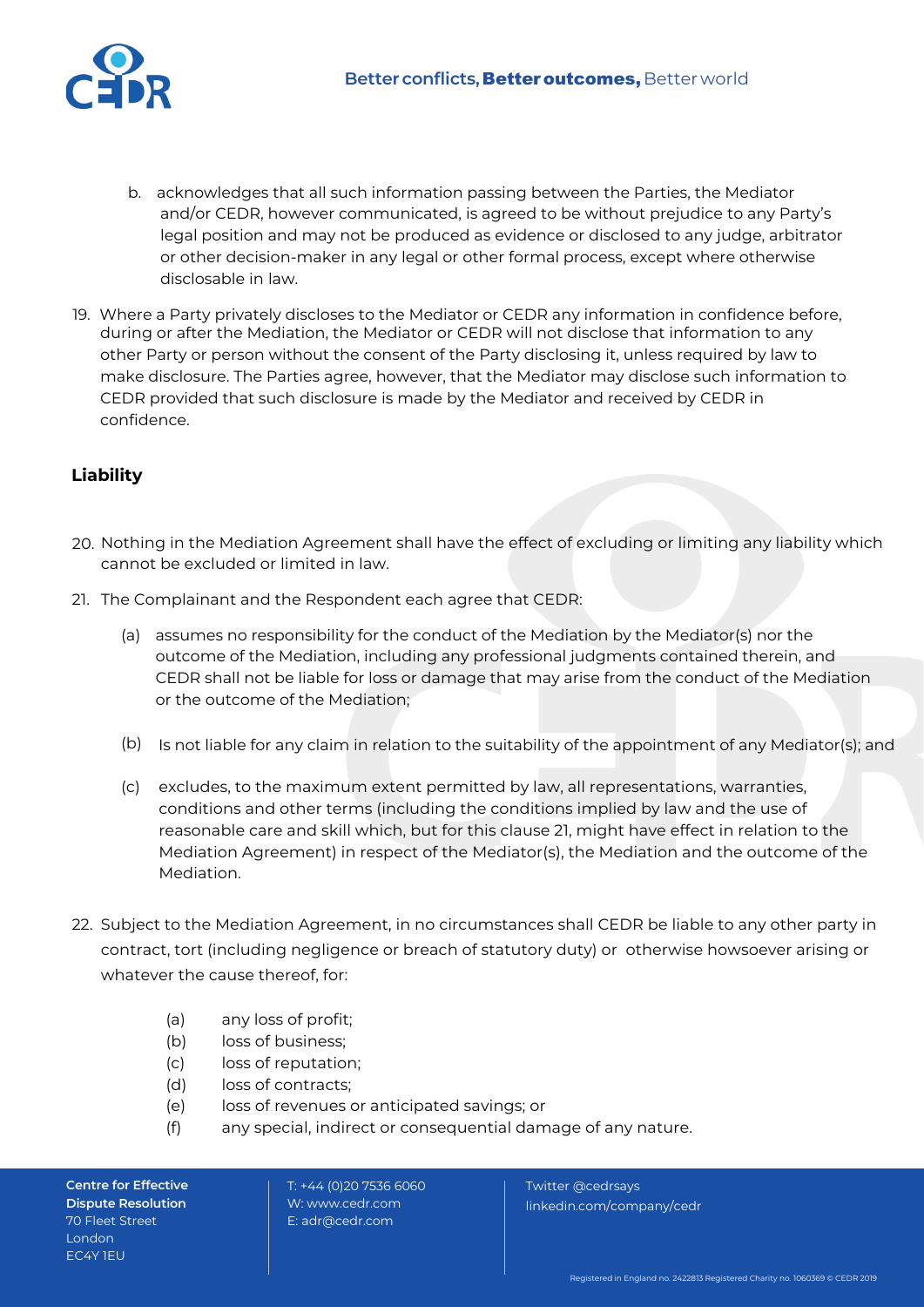b. acknowledges that all such information passing between the Parties, the Mediator and/or CEDR, however communicated, is agreed to be without prejudice to any Party's legal position and may not be produced as evidence or disclosed to any judge, arbitrator or other decision-maker in any legal or other formal process, except where otherwise disclosable in law.

19. Where a Party privately discloses to the Mediator or CEDR any information in confidence before, during or after the Mediation, the Mediator or CEDR will not disclose that information to any other Party or person without the consent of the Party disclosing it, unless required by law to make disclosure. The Parties agree, however, that the Mediator may disclose such information to CEDR provided that such disclosure is made by the Mediator and received by CEDR in confidence.

## Liability

20. Nothing in the Mediation Agreement shall have the effect of excluding or limiting any liability which cannot be excluded or limited in law.

21. The Complainant and the Respondent each agree that CEDR:

    (a) assumes no responsibility for the conduct of the Mediation by the Mediator(s) nor the outcome of the Mediation, including any professional judgments contained therein, and CEDR shall not be liable for loss or damage that may arise from the conduct of the Mediation or the outcome of the Mediation;

    (b) Is not liable for any claim in relation to the suitability of the appointment of any Mediator(s); and

    (c) excludes, to the maximum extent permitted by law, all representations, warranties, conditions and other terms (including the conditions implied by law and the use of reasonable care and skill which, but for this clause 21, might have effect in relation to the Mediation Agreement) in respect of the Mediator(s), the Mediation and the outcome of the Mediation.

22. Subject to the Mediation Agreement, in no circumstances shall CEDR be liable to any other party in contract, tort (including negligence or breach of statutory duty) or otherwise howsoever arising or whatever the cause thereof, for:

    (a) any loss of profit;
    (b) loss of business;
    (c) loss of reputation;
    (d) loss of contracts;
    (e) loss of revenues or anticipated savings; or
    (f) any special, indirect or consequential damage of any nature.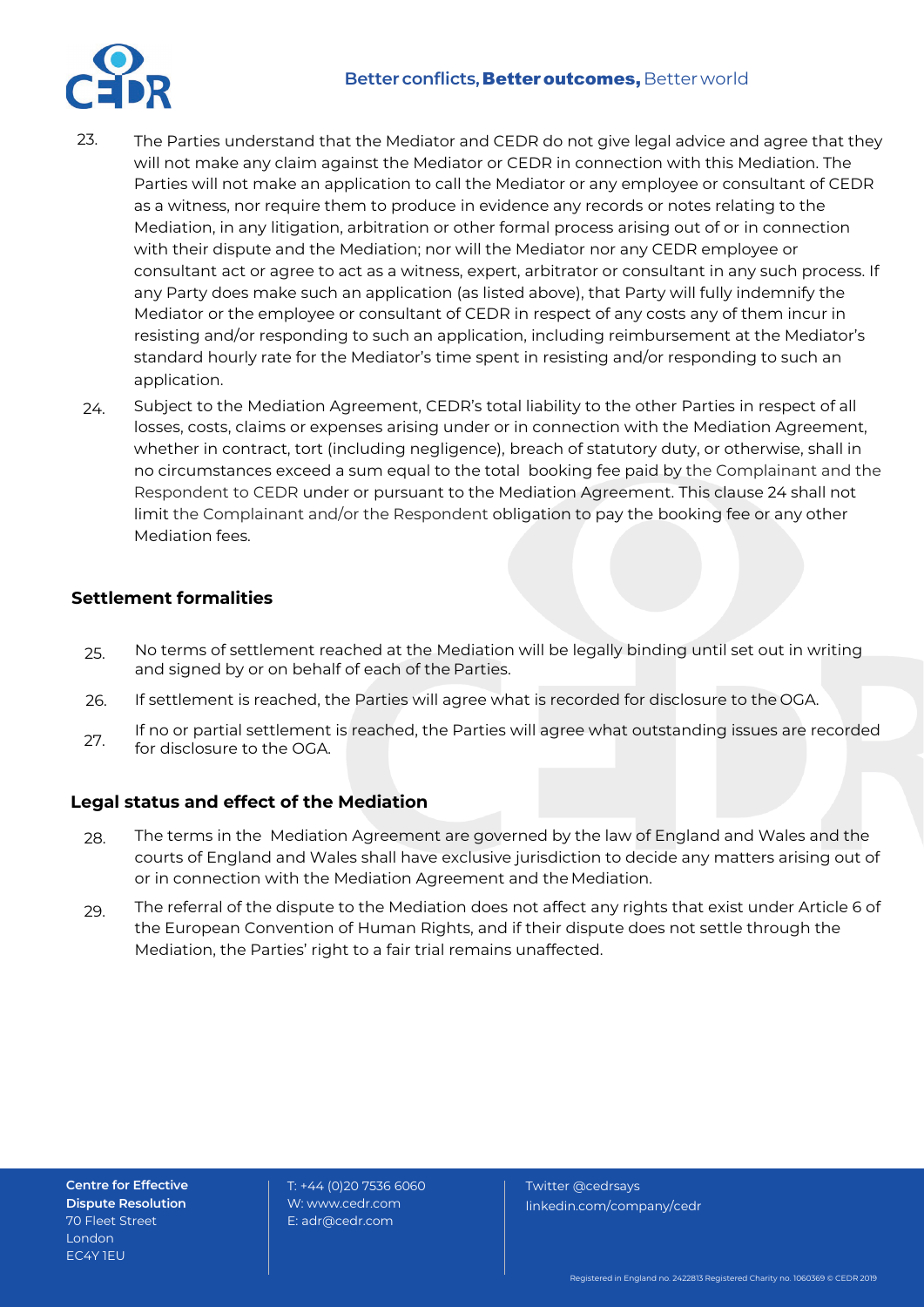23. The Parties understand that the Mediator and CEDR do not give legal advice and agree that they will not make any claim against the Mediator or CEDR in connection with this Mediation. The Parties will not make an application to call the Mediator or any employee or consultant of CEDR as a witness, nor require them to produce in evidence any records or notes relating to the Mediation, in any litigation, arbitration or other formal process arising out of or in connection with their dispute and the Mediation; nor will the Mediator nor any CEDR employee or consultant act or agree to act as a witness, expert, arbitrator or consultant in any such process. If any Party does make such an application (as listed above), that Party will fully indemnify the Mediator or the employee or consultant of CEDR in respect of any costs any of them incur in resisting and/or responding to such an application, including reimbursement at the Mediator's standard hourly rate for the Mediator's time spent in resisting and/or responding to such an application.

24. Subject to the Mediation Agreement, CEDR's total liability to the other Parties in respect of all losses, costs, claims or expenses arising under or in connection with the Mediation Agreement, whether in contract, tort (including negligence), breach of statutory duty, or otherwise, shall in no circumstances exceed a sum equal to the total booking fee paid by the Complainant and the Respondent to CEDR under or pursuant to the Mediation Agreement. This clause 24 shall not limit the Complainant and/or the Respondent obligation to pay the booking fee or any other Mediation fees.

## Settlement formalities

25. No terms of settlement reached at the Mediation will be legally binding until set out in writing and signed by or on behalf of each of the Parties.

26. If settlement is reached, the Parties will agree what is recorded for disclosure to the OGA.

27. If no or partial settlement is reached, the Parties will agree what outstanding issues are recorded for disclosure to the OGA.

## Legal status and effect of the Mediation

28. The terms in the Mediation Agreement are governed by the law of England and Wales and the courts of England and Wales shall have exclusive jurisdiction to decide any matters arising out of or in connection with the Mediation Agreement and the Mediation.

29. The referral of the dispute to the Mediation does not affect any rights that exist under Article 6 of the European Convention of Human Rights, and if their dispute does not settle through the Mediation, the Parties' right to a fair trial remains unaffected.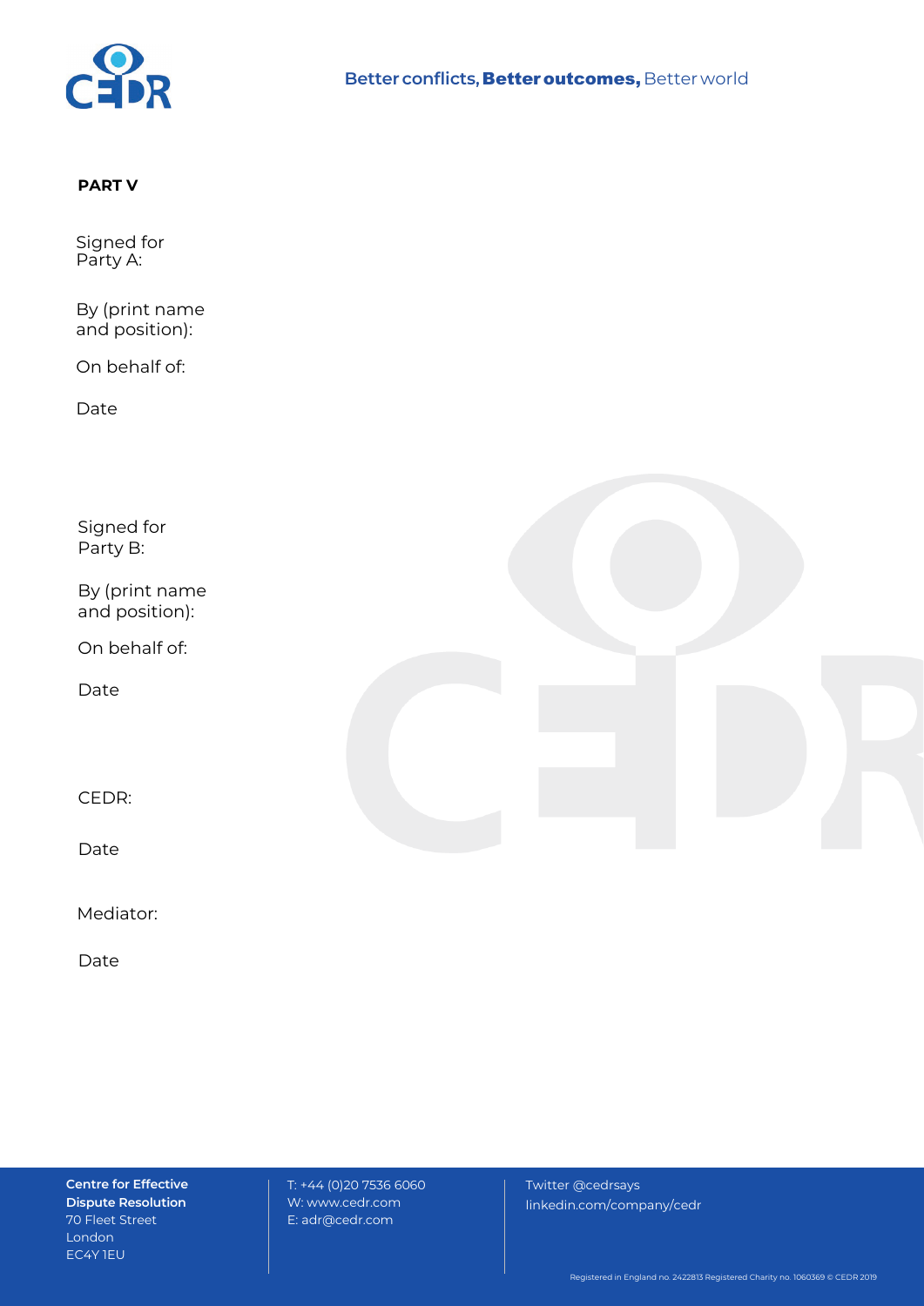**PART V**

Signed for Party A:

By (print name and position):

On behalf of:

Date

Signed for Party B:

By (print name and position):

On behalf of:

Date

CEDR:

Date

Mediator:

Date